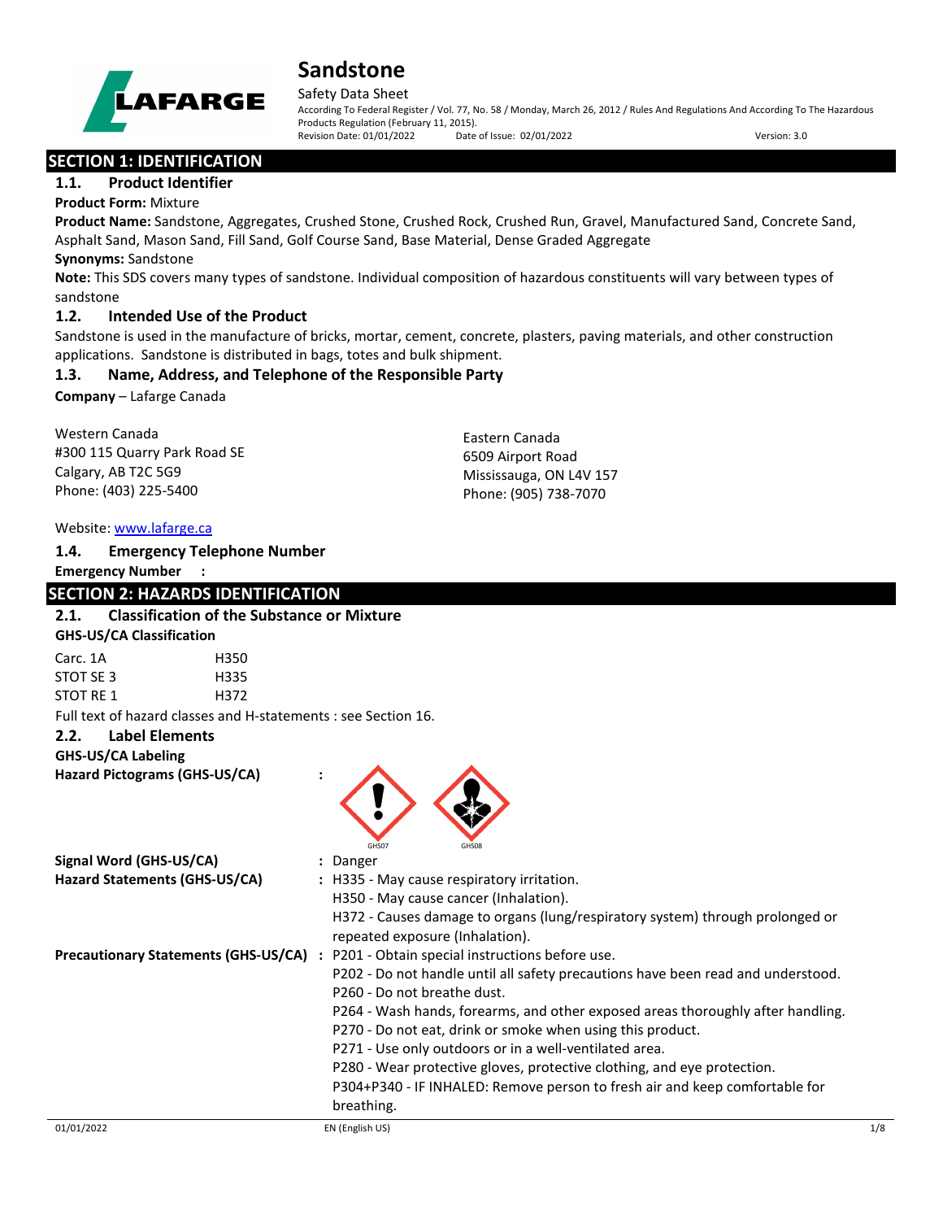# Sandstone

Safety Data Sheet

According To Federal Register / Vol. 77, No. 58 / Monday, March 26, 2012 / Rules And Regulations And According To The Hazardous Products Regulation (February 11, 2015).

Revision Date: 01/01/2022 Date of Issue: 02/01/2022 Version: 3.0

## SECTION 1: IDENTIFICATION

### 1.1. Product Identifier

**Product Form:** Mixture

**Product Name:** Sandstone, Aggregates, Crushed Stone, Crushed Rock, Crushed Run, Gravel, Manufactured Sand, Concrete Sand, Asphalt Sand, Mason Sand, Fill Sand, Golf Course Sand, Base Material, Dense Graded Aggregate

**Synonyms:** Sandstone

**Note:** This SDS covers many types of sandstone. Individual composition of hazardous constituents will vary between types of sandstone

### 1.2. Intended Use of the Product

Sandstone is used in the manufacture of bricks, mortar, cement, concrete, plasters, paving materials, and other construction applications. Sandstone is distributed in bags, totes and bulk shipment.

### 1.3. Name, Address, and Telephone of the Responsible Party

**Company** – Lafarge Canada

Western Canada
#300 115 Quarry Park Road SE
Calgary, AB T2C 5G9
Phone: (403) 225-5400

Eastern Canada
6509 Airport Road
Mississauga, ON L4V 157
Phone: (905) 738-7070

Website: www.lafarge.ca

### 1.4. Emergency Telephone Number

**Emergency Number :**

## SECTION 2: HAZARDS IDENTIFICATION

### 2.1. Classification of the Substance or Mixture

**GHS-US/CA Classification**

| | |
|---|---|
| Carc. 1A | H350 |
| STOT SE 3 | H335 |
| STOT RE 1 | H372 |

Full text of hazard classes and H-statements : see Section 16.

### 2.2. Label Elements

**GHS-US/CA Labeling**

**Hazard Pictograms (GHS-US/CA) :** GHS07 GHS08

**Signal Word (GHS-US/CA) :** Danger

**Hazard Statements (GHS-US/CA) :**
H335 - May cause respiratory irritation.
H350 - May cause cancer (Inhalation).
H372 - Causes damage to organs (lung/respiratory system) through prolonged or repeated exposure (Inhalation).

**Precautionary Statements (GHS-US/CA) :**
P201 - Obtain special instructions before use.
P202 - Do not handle until all safety precautions have been read and understood.
P260 - Do not breathe dust.
P264 - Wash hands, forearms, and other exposed areas thoroughly after handling.
P270 - Do not eat, drink or smoke when using this product.
P271 - Use only outdoors or in a well-ventilated area.
P280 - Wear protective gloves, protective clothing, and eye protection.
P304+P340 - IF INHALED: Remove person to fresh air and keep comfortable for breathing.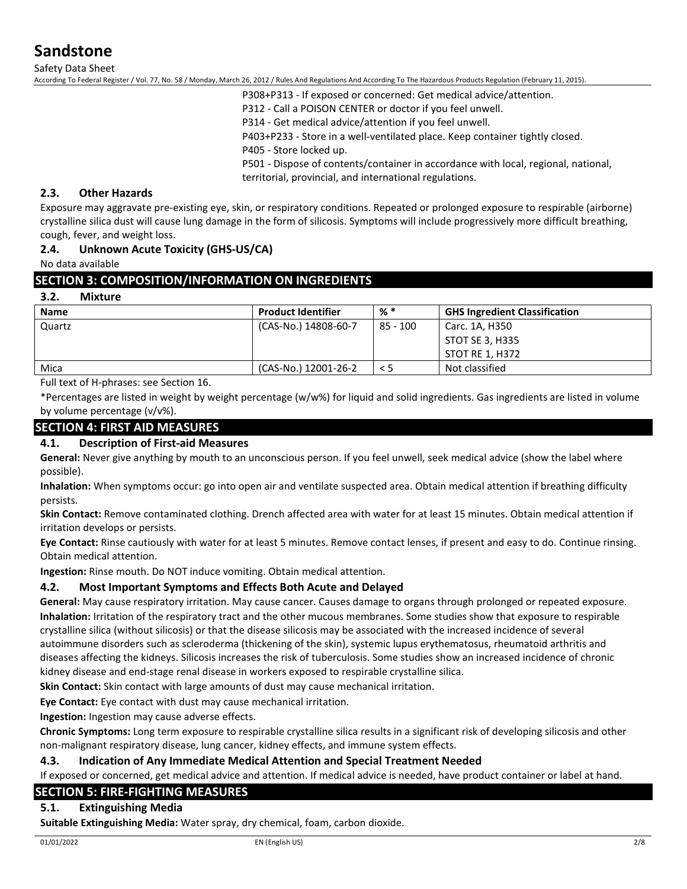P308+P313 - If exposed or concerned: Get medical advice/attention.
P312 - Call a POISON CENTER or doctor if you feel unwell.
P314 - Get medical advice/attention if you feel unwell.
P403+P233 - Store in a well-ventilated place. Keep container tightly closed.
P405 - Store locked up.
P501 - Dispose of contents/container in accordance with local, regional, national, territorial, provincial, and international regulations.

### 2.3. Other Hazards

Exposure may aggravate pre-existing eye, skin, or respiratory conditions. Repeated or prolonged exposure to respirable (airborne) crystalline silica dust will cause lung damage in the form of silicosis. Symptoms will include progressively more difficult breathing, cough, fever, and weight loss.

### 2.4. Unknown Acute Toxicity (GHS-US/CA)

No data available

## SECTION 3: COMPOSITION/INFORMATION ON INGREDIENTS

### 3.2. Mixture

| Name | Product Identifier | % * | GHS Ingredient Classification |
|---|---|---|---|
| Quartz | (CAS-No.) 14808-60-7 | 85 - 100 | Carc. 1A, H350<br>STOT SE 3, H335<br>STOT RE 1, H372 |
| Mica | (CAS-No.) 12001-26-2 | < 5 | Not classified |

Full text of H-phrases: see Section 16.

*Percentages are listed in weight by weight percentage (w/w%) for liquid and solid ingredients. Gas ingredients are listed in volume by volume percentage (v/v%).

## SECTION 4: FIRST AID MEASURES

### 4.1. Description of First-aid Measures

**General:** Never give anything by mouth to an unconscious person. If you feel unwell, seek medical advice (show the label where possible).

**Inhalation:** When symptoms occur: go into open air and ventilate suspected area. Obtain medical attention if breathing difficulty persists.

**Skin Contact:** Remove contaminated clothing. Drench affected area with water for at least 15 minutes. Obtain medical attention if irritation develops or persists.

**Eye Contact:** Rinse cautiously with water for at least 5 minutes. Remove contact lenses, if present and easy to do. Continue rinsing. Obtain medical attention.

**Ingestion:** Rinse mouth. Do NOT induce vomiting. Obtain medical attention.

### 4.2. Most Important Symptoms and Effects Both Acute and Delayed

**General:** May cause respiratory irritation. May cause cancer. Causes damage to organs through prolonged or repeated exposure.

**Inhalation:** Irritation of the respiratory tract and the other mucous membranes. Some studies show that exposure to respirable crystalline silica (without silicosis) or that the disease silicosis may be associated with the increased incidence of several autoimmune disorders such as scleroderma (thickening of the skin), systemic lupus erythematosus, rheumatoid arthritis and diseases affecting the kidneys. Silicosis increases the risk of tuberculosis. Some studies show an increased incidence of chronic kidney disease and end-stage renal disease in workers exposed to respirable crystalline silica.

**Skin Contact:** Skin contact with large amounts of dust may cause mechanical irritation.

**Eye Contact:** Eye contact with dust may cause mechanical irritation.

**Ingestion:** Ingestion may cause adverse effects.

**Chronic Symptoms:** Long term exposure to respirable crystalline silica results in a significant risk of developing silicosis and other non-malignant respiratory disease, lung cancer, kidney effects, and immune system effects.

### 4.3. Indication of Any Immediate Medical Attention and Special Treatment Needed

If exposed or concerned, get medical advice and attention. If medical advice is needed, have product container or label at hand.

## SECTION 5: FIRE-FIGHTING MEASURES

### 5.1. Extinguishing Media

**Suitable Extinguishing Media:** Water spray, dry chemical, foam, carbon dioxide.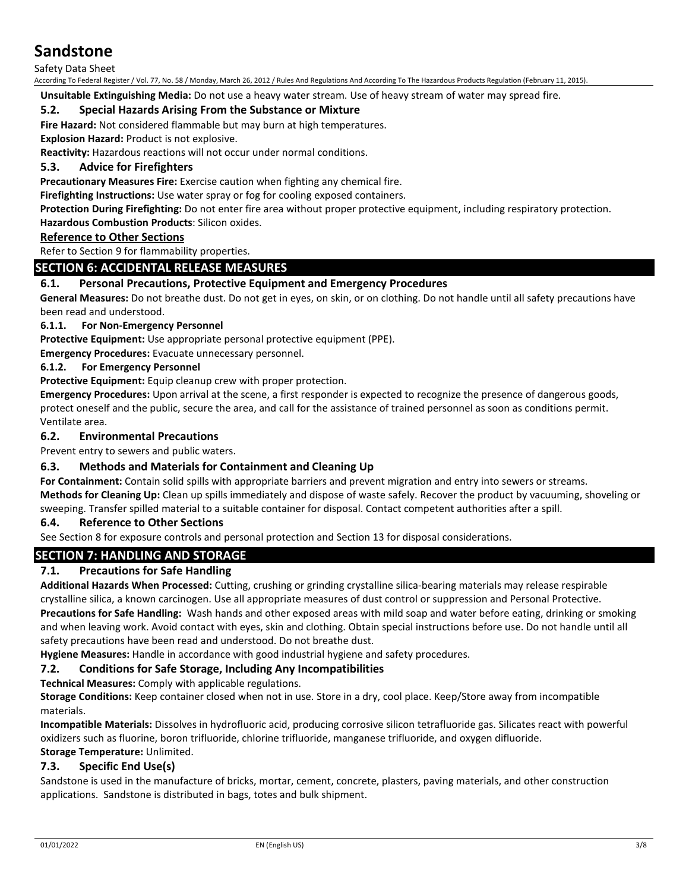**Unsuitable Extinguishing Media:** Do not use a heavy water stream. Use of heavy stream of water may spread fire.

### 5.2. Special Hazards Arising From the Substance or Mixture

**Fire Hazard:** Not considered flammable but may burn at high temperatures.

**Explosion Hazard:** Product is not explosive.

**Reactivity:** Hazardous reactions will not occur under normal conditions.

### 5.3. Advice for Firefighters

**Precautionary Measures Fire:** Exercise caution when fighting any chemical fire.

**Firefighting Instructions:** Use water spray or fog for cooling exposed containers.

**Protection During Firefighting:** Do not enter fire area without proper protective equipment, including respiratory protection.

**Hazardous Combustion Products**: Silicon oxides.

**Reference to Other Sections**

Refer to Section 9 for flammability properties.

## SECTION 6: ACCIDENTAL RELEASE MEASURES

### 6.1. Personal Precautions, Protective Equipment and Emergency Procedures

**General Measures:** Do not breathe dust. Do not get in eyes, on skin, or on clothing. Do not handle until all safety precautions have been read and understood.

#### 6.1.1. For Non-Emergency Personnel

**Protective Equipment:** Use appropriate personal protective equipment (PPE).

**Emergency Procedures:** Evacuate unnecessary personnel.

#### 6.1.2. For Emergency Personnel

**Protective Equipment:** Equip cleanup crew with proper protection.

**Emergency Procedures:** Upon arrival at the scene, a first responder is expected to recognize the presence of dangerous goods, protect oneself and the public, secure the area, and call for the assistance of trained personnel as soon as conditions permit. Ventilate area.

### 6.2. Environmental Precautions

Prevent entry to sewers and public waters.

### 6.3. Methods and Materials for Containment and Cleaning Up

**For Containment:** Contain solid spills with appropriate barriers and prevent migration and entry into sewers or streams.

**Methods for Cleaning Up:** Clean up spills immediately and dispose of waste safely. Recover the product by vacuuming, shoveling or sweeping. Transfer spilled material to a suitable container for disposal. Contact competent authorities after a spill.

### 6.4. Reference to Other Sections

See Section 8 for exposure controls and personal protection and Section 13 for disposal considerations.

## SECTION 7: HANDLING AND STORAGE

### 7.1. Precautions for Safe Handling

**Additional Hazards When Processed:** Cutting, crushing or grinding crystalline silica-bearing materials may release respirable crystalline silica, a known carcinogen. Use all appropriate measures of dust control or suppression and Personal Protective.

**Precautions for Safe Handling:** Wash hands and other exposed areas with mild soap and water before eating, drinking or smoking and when leaving work. Avoid contact with eyes, skin and clothing. Obtain special instructions before use. Do not handle until all safety precautions have been read and understood. Do not breathe dust.

**Hygiene Measures:** Handle in accordance with good industrial hygiene and safety procedures.

### 7.2. Conditions for Safe Storage, Including Any Incompatibilities

**Technical Measures:** Comply with applicable regulations.

**Storage Conditions:** Keep container closed when not in use. Store in a dry, cool place. Keep/Store away from incompatible materials.

**Incompatible Materials:** Dissolves in hydrofluoric acid, producing corrosive silicon tetrafluoride gas. Silicates react with powerful oxidizers such as fluorine, boron trifluoride, chlorine trifluoride, manganese trifluoride, and oxygen difluoride.

**Storage Temperature:** Unlimited.

### 7.3. Specific End Use(s)

Sandstone is used in the manufacture of bricks, mortar, cement, concrete, plasters, paving materials, and other construction applications. Sandstone is distributed in bags, totes and bulk shipment.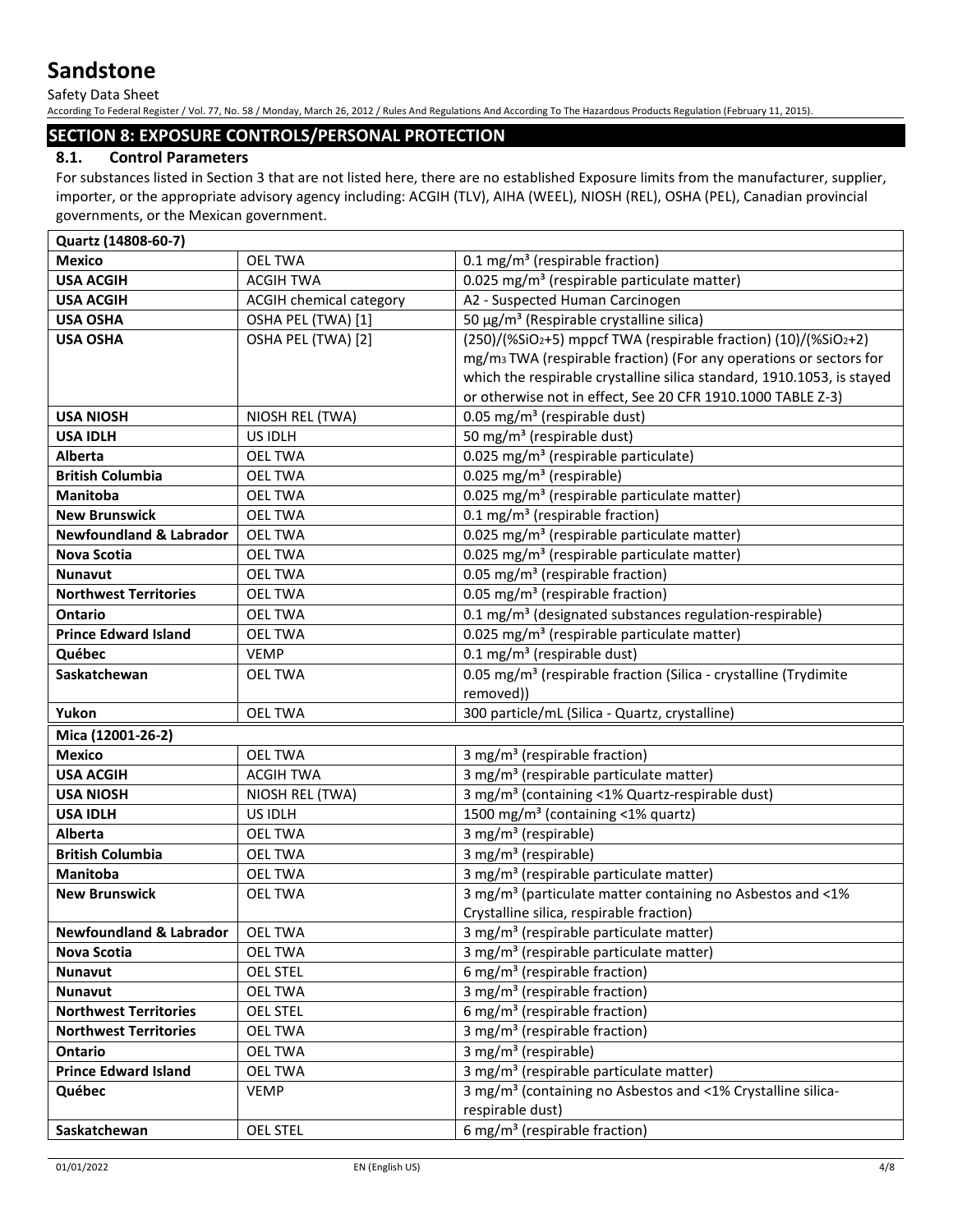## SECTION 8: EXPOSURE CONTROLS/PERSONAL PROTECTION

### 8.1. Control Parameters

For substances listed in Section 3 that are not listed here, there are no established Exposure limits from the manufacturer, supplier, importer, or the appropriate advisory agency including: ACGIH (TLV), AIHA (WEEL), NIOSH (REL), OSHA (PEL), Canadian provincial governments, or the Mexican government.

| Quartz (14808-60-7) | | |
|---|---|---|
| **Mexico** | OEL TWA | 0.1 mg/m³ (respirable fraction) |
| **USA ACGIH** | ACGIH TWA | 0.025 mg/m³ (respirable particulate matter) |
| **USA ACGIH** | ACGIH chemical category | A2 - Suspected Human Carcinogen |
| **USA OSHA** | OSHA PEL (TWA) [1] | 50 µg/m³ (Respirable crystalline silica) |
| **USA OSHA** | OSHA PEL (TWA) [2] | (250)/(%$SiO_2$+5) mppcf TWA (respirable fraction) (10)/(%$SiO_2$+2) mg/$m_3$ TWA (respirable fraction) (For any operations or sectors for which the respirable crystalline silica standard, 1910.1053, is stayed or otherwise not in effect, See 20 CFR 1910.1000 TABLE Z-3) |
| **USA NIOSH** | NIOSH REL (TWA) | 0.05 mg/m³ (respirable dust) |
| **USA IDLH** | US IDLH | 50 mg/m³ (respirable dust) |
| **Alberta** | OEL TWA | 0.025 mg/m³ (respirable particulate) |
| **British Columbia** | OEL TWA | 0.025 mg/m³ (respirable) |
| **Manitoba** | OEL TWA | 0.025 mg/m³ (respirable particulate matter) |
| **New Brunswick** | OEL TWA | 0.1 mg/m³ (respirable fraction) |
| **Newfoundland & Labrador** | OEL TWA | 0.025 mg/m³ (respirable particulate matter) |
| **Nova Scotia** | OEL TWA | 0.025 mg/m³ (respirable particulate matter) |
| **Nunavut** | OEL TWA | 0.05 mg/m³ (respirable fraction) |
| **Northwest Territories** | OEL TWA | 0.05 mg/m³ (respirable fraction) |
| **Ontario** | OEL TWA | 0.1 mg/m³ (designated substances regulation-respirable) |
| **Prince Edward Island** | OEL TWA | 0.025 mg/m³ (respirable particulate matter) |
| **Québec** | VEMP | 0.1 mg/m³ (respirable dust) |
| **Saskatchewan** | OEL TWA | 0.05 mg/m³ (respirable fraction (Silica - crystalline (Trydimite removed)) |
| **Yukon** | OEL TWA | 300 particle/mL (Silica - Quartz, crystalline) |

| Mica (12001-26-2) | | |
|---|---|---|
| **Mexico** | OEL TWA | 3 mg/m³ (respirable fraction) |
| **USA ACGIH** | ACGIH TWA | 3 mg/m³ (respirable particulate matter) |
| **USA NIOSH** | NIOSH REL (TWA) | 3 mg/m³ (containing <1% Quartz-respirable dust) |
| **USA IDLH** | US IDLH | 1500 mg/m³ (containing <1% quartz) |
| **Alberta** | OEL TWA | 3 mg/m³ (respirable) |
| **British Columbia** | OEL TWA | 3 mg/m³ (respirable) |
| **Manitoba** | OEL TWA | 3 mg/m³ (respirable particulate matter) |
| **New Brunswick** | OEL TWA | 3 mg/m³ (particulate matter containing no Asbestos and <1% Crystalline silica, respirable fraction) |
| **Newfoundland & Labrador** | OEL TWA | 3 mg/m³ (respirable particulate matter) |
| **Nova Scotia** | OEL TWA | 3 mg/m³ (respirable particulate matter) |
| **Nunavut** | OEL STEL | 6 mg/m³ (respirable fraction) |
| **Nunavut** | OEL TWA | 3 mg/m³ (respirable fraction) |
| **Northwest Territories** | OEL STEL | 6 mg/m³ (respirable fraction) |
| **Northwest Territories** | OEL TWA | 3 mg/m³ (respirable fraction) |
| **Ontario** | OEL TWA | 3 mg/m³ (respirable) |
| **Prince Edward Island** | OEL TWA | 3 mg/m³ (respirable particulate matter) |
| **Québec** | VEMP | 3 mg/m³ (containing no Asbestos and <1% Crystalline silica-respirable dust) |
| **Saskatchewan** | OEL STEL | 6 mg/m³ (respirable fraction) |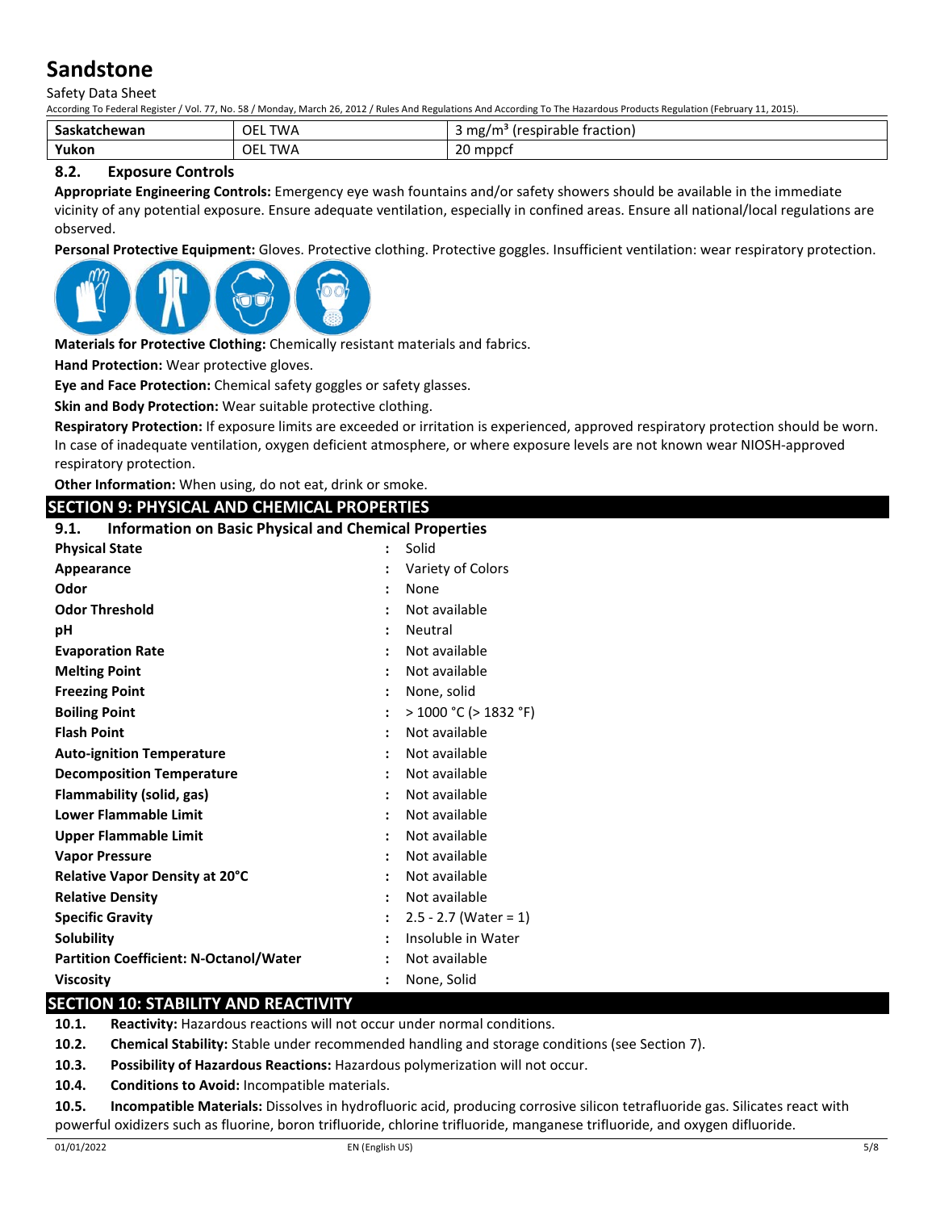| Saskatchewan | OEL TWA | 3 mg/m³ (respirable fraction) |
|---|---|---|
| Yukon | OEL TWA | 20 mppcf |

### 8.2. Exposure Controls

**Appropriate Engineering Controls:** Emergency eye wash fountains and/or safety showers should be available in the immediate vicinity of any potential exposure. Ensure adequate ventilation, especially in confined areas. Ensure all national/local regulations are observed.

**Personal Protective Equipment:** Gloves. Protective clothing. Protective goggles. Insufficient ventilation: wear respiratory protection.

**Materials for Protective Clothing:** Chemically resistant materials and fabrics.

**Hand Protection:** Wear protective gloves.

**Eye and Face Protection:** Chemical safety goggles or safety glasses.

**Skin and Body Protection:** Wear suitable protective clothing.

**Respiratory Protection:** If exposure limits are exceeded or irritation is experienced, approved respiratory protection should be worn. In case of inadequate ventilation, oxygen deficient atmosphere, or where exposure levels are not known wear NIOSH-approved respiratory protection.

**Other Information:** When using, do not eat, drink or smoke.

## SECTION 9: PHYSICAL AND CHEMICAL PROPERTIES

### 9.1. Information on Basic Physical and Chemical Properties

| | | |
|---|---|---|
| **Physical State** | : | Solid |
| **Appearance** | : | Variety of Colors |
| **Odor** | : | None |
| **Odor Threshold** | : | Not available |
| **pH** | : | Neutral |
| **Evaporation Rate** | : | Not available |
| **Melting Point** | : | Not available |
| **Freezing Point** | : | None, solid |
| **Boiling Point** | : | > 1000 °C (> 1832 °F) |
| **Flash Point** | : | Not available |
| **Auto-ignition Temperature** | : | Not available |
| **Decomposition Temperature** | : | Not available |
| **Flammability (solid, gas)** | : | Not available |
| **Lower Flammable Limit** | : | Not available |
| **Upper Flammable Limit** | : | Not available |
| **Vapor Pressure** | : | Not available |
| **Relative Vapor Density at 20°C** | : | Not available |
| **Relative Density** | : | Not available |
| **Specific Gravity** | : | 2.5 - 2.7 (Water = 1) |
| **Solubility** | : | Insoluble in Water |
| **Partition Coefficient: N-Octanol/Water** | : | Not available |
| **Viscosity** | : | None, Solid |

## SECTION 10: STABILITY AND REACTIVITY

**10.1. Reactivity:** Hazardous reactions will not occur under normal conditions.

**10.2. Chemical Stability:** Stable under recommended handling and storage conditions (see Section 7).

**10.3. Possibility of Hazardous Reactions:** Hazardous polymerization will not occur.

**10.4. Conditions to Avoid:** Incompatible materials.

**10.5. Incompatible Materials:** Dissolves in hydrofluoric acid, producing corrosive silicon tetrafluoride gas. Silicates react with powerful oxidizers such as fluorine, boron trifluoride, chlorine trifluoride, manganese trifluoride, and oxygen difluoride.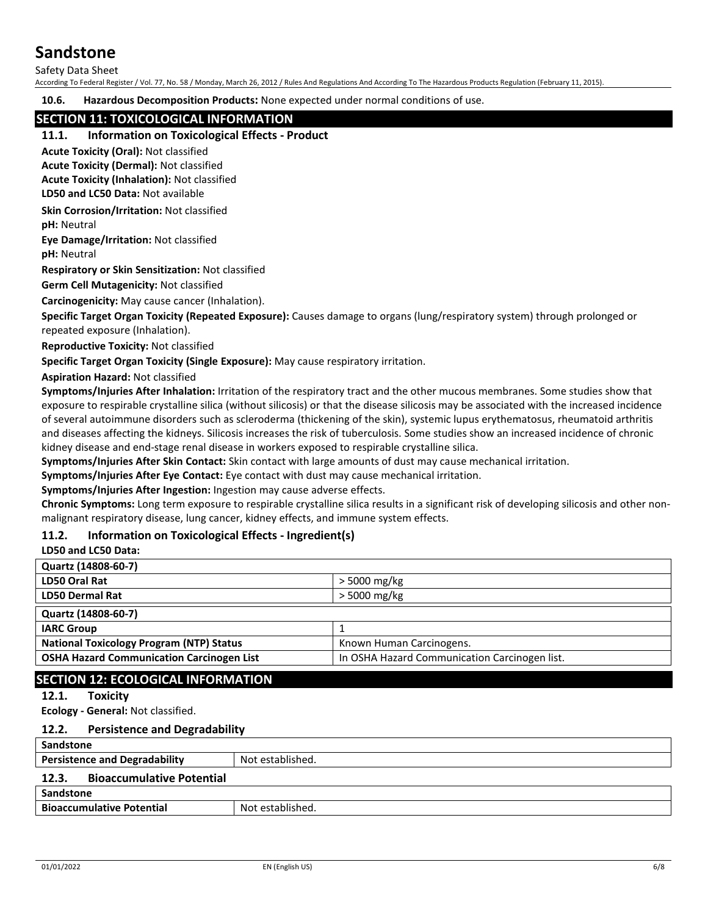**10.6. Hazardous Decomposition Products:** None expected under normal conditions of use.

## SECTION 11: TOXICOLOGICAL INFORMATION

### 11.1. Information on Toxicological Effects - Product

**Acute Toxicity (Oral):** Not classified

**Acute Toxicity (Dermal):** Not classified

**Acute Toxicity (Inhalation):** Not classified

**LD50 and LC50 Data:** Not available

**Skin Corrosion/Irritation:** Not classified

**pH:** Neutral

**Eye Damage/Irritation:** Not classified

**pH:** Neutral

**Respiratory or Skin Sensitization:** Not classified

**Germ Cell Mutagenicity:** Not classified

**Carcinogenicity:** May cause cancer (Inhalation).

**Specific Target Organ Toxicity (Repeated Exposure):** Causes damage to organs (lung/respiratory system) through prolonged or repeated exposure (Inhalation).

**Reproductive Toxicity:** Not classified

**Specific Target Organ Toxicity (Single Exposure):** May cause respiratory irritation.

**Aspiration Hazard:** Not classified

**Symptoms/Injuries After Inhalation:** Irritation of the respiratory tract and the other mucous membranes. Some studies show that exposure to respirable crystalline silica (without silicosis) or that the disease silicosis may be associated with the increased incidence of several autoimmune disorders such as scleroderma (thickening of the skin), systemic lupus erythematosus, rheumatoid arthritis and diseases affecting the kidneys. Silicosis increases the risk of tuberculosis. Some studies show an increased incidence of chronic kidney disease and end-stage renal disease in workers exposed to respirable crystalline silica.

**Symptoms/Injuries After Skin Contact:** Skin contact with large amounts of dust may cause mechanical irritation.

**Symptoms/Injuries After Eye Contact:** Eye contact with dust may cause mechanical irritation.

**Symptoms/Injuries After Ingestion:** Ingestion may cause adverse effects.

**Chronic Symptoms:** Long term exposure to respirable crystalline silica results in a significant risk of developing silicosis and other non-malignant respiratory disease, lung cancer, kidney effects, and immune system effects.

### 11.2. Information on Toxicological Effects - Ingredient(s)

**LD50 and LC50 Data:**

| Quartz (14808-60-7) | |
|---|---|
| **LD50 Oral Rat** | > 5000 mg/kg |
| **LD50 Dermal Rat** | > 5000 mg/kg |

| Quartz (14808-60-7) | |
|---|---|
| **IARC Group** | 1 |
| **National Toxicology Program (NTP) Status** | Known Human Carcinogens. |
| **OSHA Hazard Communication Carcinogen List** | In OSHA Hazard Communication Carcinogen list. |

## SECTION 12: ECOLOGICAL INFORMATION

### 12.1. Toxicity

**Ecology - General:** Not classified.

### 12.2. Persistence and Degradability

| Sandstone | |
|---|---|
| **Persistence and Degradability** | Not established. |

### 12.3. Bioaccumulative Potential

| Sandstone | |
|---|---|
| **Bioaccumulative Potential** | Not established. |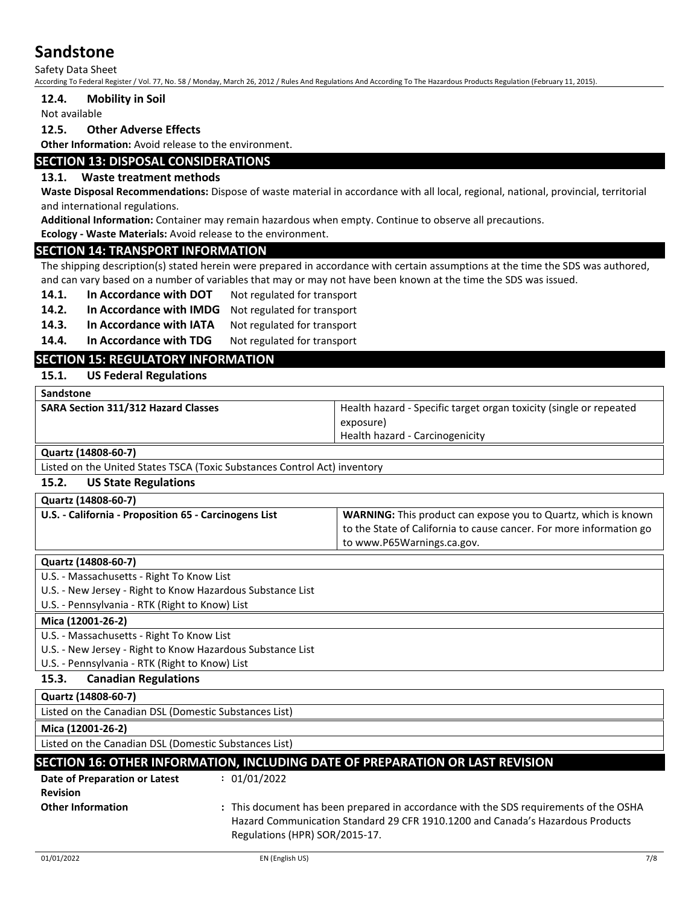### 12.4. Mobility in Soil

Not available

### 12.5. Other Adverse Effects

**Other Information:** Avoid release to the environment.

## SECTION 13: DISPOSAL CONSIDERATIONS

### 13.1. Waste treatment methods

**Waste Disposal Recommendations:** Dispose of waste material in accordance with all local, regional, national, provincial, territorial and international regulations.

**Additional Information:** Container may remain hazardous when empty. Continue to observe all precautions.

**Ecology - Waste Materials:** Avoid release to the environment.

## SECTION 14: TRANSPORT INFORMATION

The shipping description(s) stated herein were prepared in accordance with certain assumptions at the time the SDS was authored, and can vary based on a number of variables that may or may not have been known at the time the SDS was issued.

**14.1. In Accordance with DOT** Not regulated for transport

**14.2. In Accordance with IMDG** Not regulated for transport

**14.3. In Accordance with IATA** Not regulated for transport

**14.4. In Accordance with TDG** Not regulated for transport

## SECTION 15: REGULATORY INFORMATION

### 15.1. US Federal Regulations

| **Sandstone** | |
|---|---|
| **SARA Section 311/312 Hazard Classes** | Health hazard - Specific target organ toxicity (single or repeated exposure)<br>Health hazard - Carcinogenicity |

| **Quartz (14808-60-7)** |
|---|
| Listed on the United States TSCA (Toxic Substances Control Act) inventory |

### 15.2. US State Regulations

| **Quartz (14808-60-7)** | |
|---|---|
| **U.S. - California - Proposition 65 - Carcinogens List** | **WARNING:** This product can expose you to Quartz, which is known to the State of California to cause cancer. For more information go to www.P65Warnings.ca.gov. |

| **Quartz (14808-60-7)** |
|---|
| U.S. - Massachusetts - Right To Know List |
| U.S. - New Jersey - Right to Know Hazardous Substance List |
| U.S. - Pennsylvania - RTK (Right to Know) List |

| **Mica (12001-26-2)** |
|---|
| U.S. - Massachusetts - Right To Know List |
| U.S. - New Jersey - Right to Know Hazardous Substance List |
| U.S. - Pennsylvania - RTK (Right to Know) List |

### 15.3. Canadian Regulations

| **Quartz (14808-60-7)** |
|---|
| Listed on the Canadian DSL (Domestic Substances List) |

| **Mica (12001-26-2)** |
|---|
| Listed on the Canadian DSL (Domestic Substances List) |

## SECTION 16: OTHER INFORMATION, INCLUDING DATE OF PREPARATION OR LAST REVISION

**Date of Preparation or Latest Revision** : 01/01/2022

**Other Information** : This document has been prepared in accordance with the SDS requirements of the OSHA Hazard Communication Standard 29 CFR 1910.1200 and Canada's Hazardous Products Regulations (HPR) SOR/2015-17.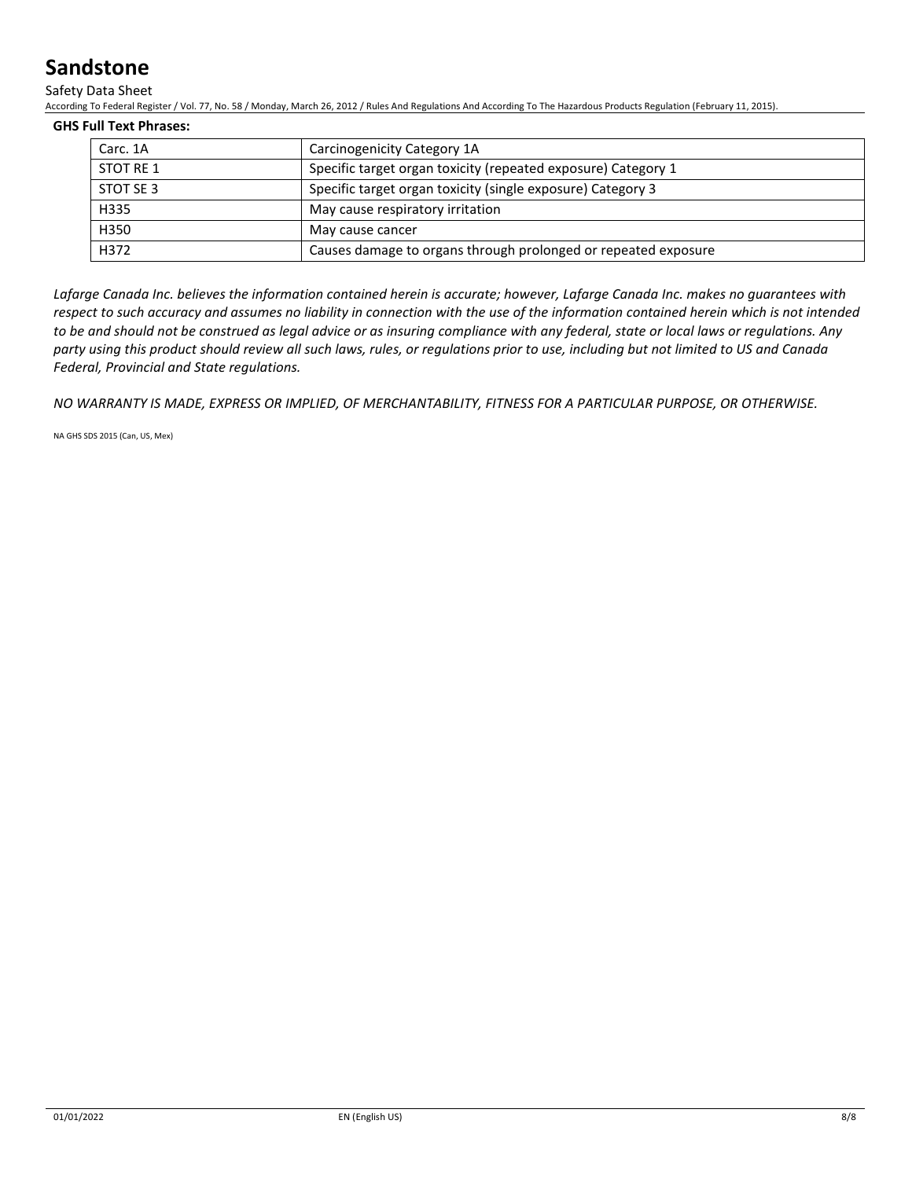**GHS Full Text Phrases:**

| | |
|---|---|
| Carc. 1A | Carcinogenicity Category 1A |
| STOT RE 1 | Specific target organ toxicity (repeated exposure) Category 1 |
| STOT SE 3 | Specific target organ toxicity (single exposure) Category 3 |
| H335 | May cause respiratory irritation |
| H350 | May cause cancer |
| H372 | Causes damage to organs through prolonged or repeated exposure |

*Lafarge Canada Inc. believes the information contained herein is accurate; however, Lafarge Canada Inc. makes no guarantees with respect to such accuracy and assumes no liability in connection with the use of the information contained herein which is not intended to be and should not be construed as legal advice or as insuring compliance with any federal, state or local laws or regulations. Any party using this product should review all such laws, rules, or regulations prior to use, including but not limited to US and Canada Federal, Provincial and State regulations.*

*NO WARRANTY IS MADE, EXPRESS OR IMPLIED, OF MERCHANTABILITY, FITNESS FOR A PARTICULAR PURPOSE, OR OTHERWISE.*

NA GHS SDS 2015 (Can, US, Mex)